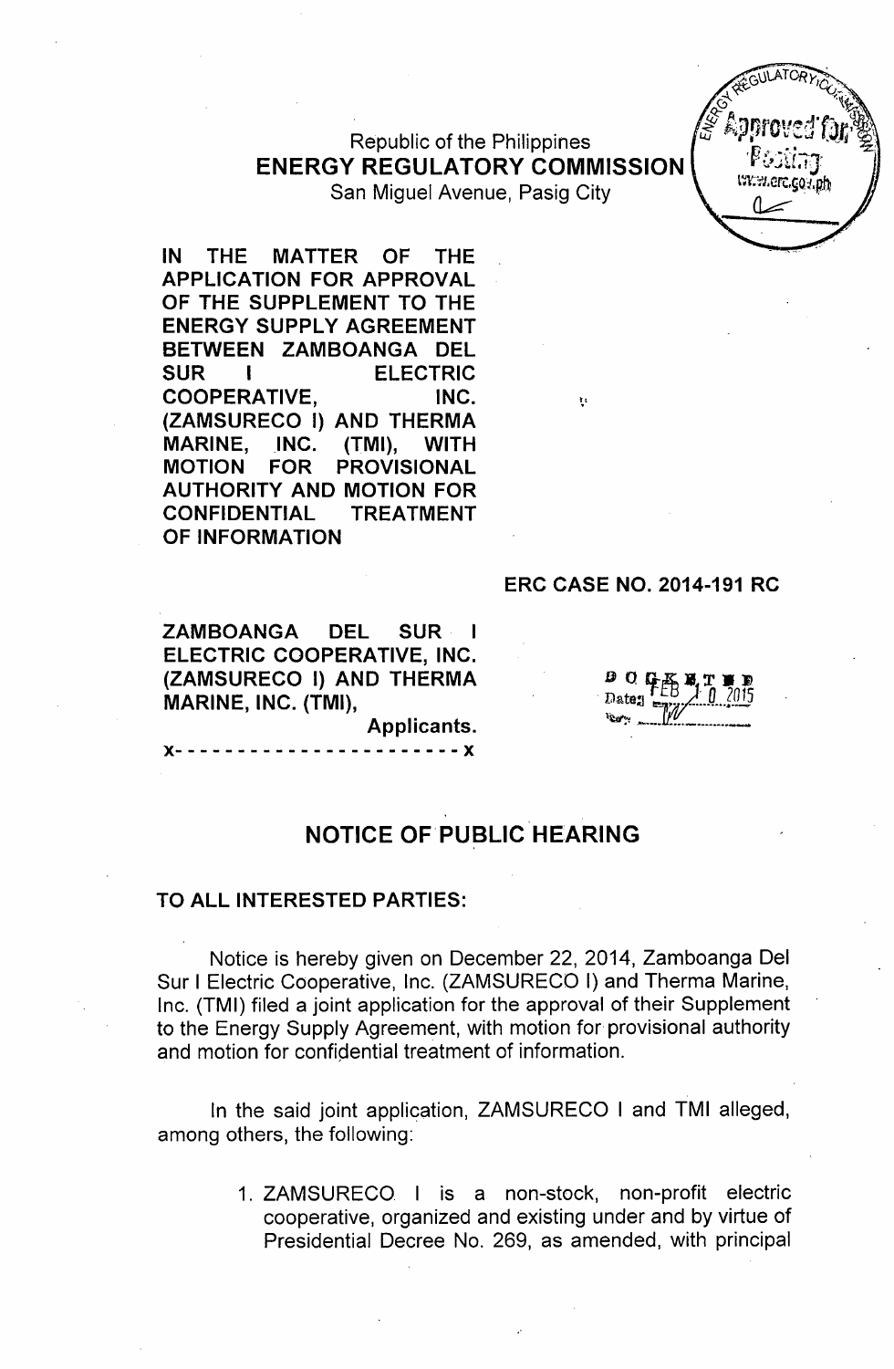Republic of the Philippines
**ENERGY REGULATORY COMMISSION**
San Miguel Avenue, Pasig City

**IN THE MATTER OF THE APPLICATION FOR APPROVAL OF THE SUPPLEMENT TO THE ENERGY SUPPLY AGREEMENT BETWEEN ZAMBOANGA DEL SUR I ELECTRIC COOPERATIVE, INC. (ZAMSURECO I) AND THERMA MARINE, INC. (TMI), WITH MOTION FOR PROVISIONAL AUTHORITY AND MOTION FOR CONFIDENTIAL TREATMENT OF INFORMATION**

**ERC CASE NO. 2014-191 RC**

**ZAMBOANGA DEL SUR I ELECTRIC COOPERATIVE, INC. (ZAMSURECO I) AND THERMA MARINE, INC. (TMI),**
**Applicants.**

x- - - - - - - - - - - - - - - - - - - - - - x

DOCKETED
Date: FEB 10 2015

## NOTICE OF PUBLIC HEARING

**TO ALL INTERESTED PARTIES:**

Notice is hereby given on December 22, 2014, Zamboanga Del Sur I Electric Cooperative, Inc. (ZAMSURECO I) and Therma Marine, Inc. (TMI) filed a joint application for the approval of their Supplement to the Energy Supply Agreement, with motion for provisional authority and motion for confidential treatment of information.

In the said joint application, ZAMSURECO I and TMI alleged, among others, the following:

1. ZAMSURECO I is a non-stock, non-profit electric cooperative, organized and existing under and by virtue of Presidential Decree No. 269, as amended, with principal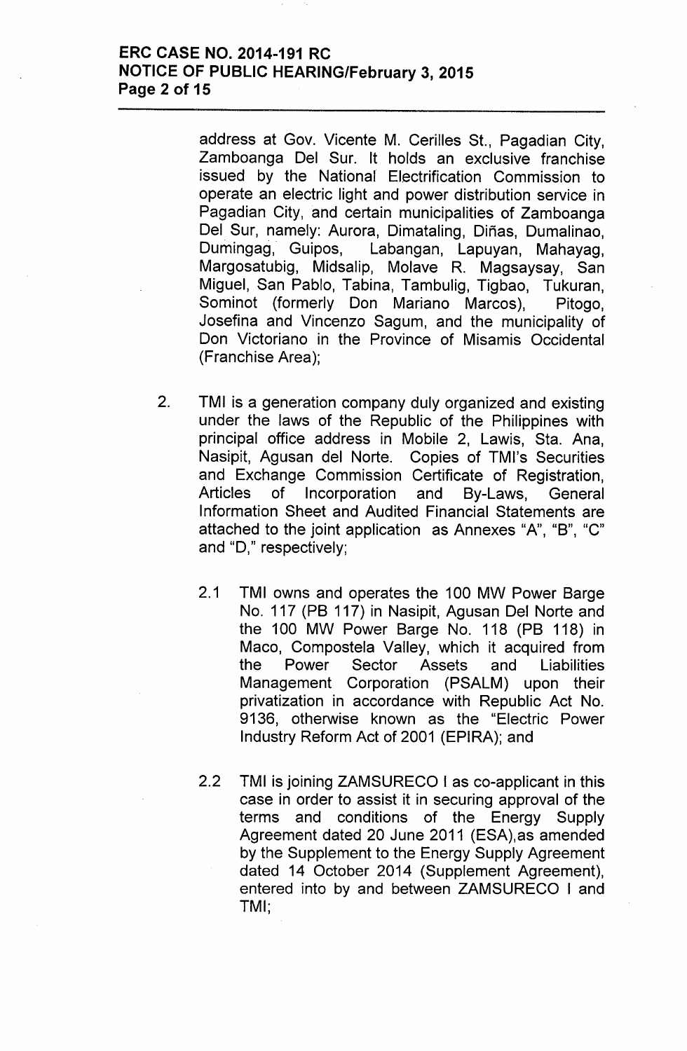address at Gov. Vicente M. Cerilles St., Pagadian City, Zamboanga Del Sur. It holds an exclusive franchise issued by the National Electrification Commission to operate an electric light and power distribution service in Pagadian City, and certain municipalities of Zamboanga Del Sur, namely: Aurora, Dimataling, Diñas, Dumalinao, Dumingag, Guipos, Labangan, Lapuyan, Mahayag, Margosatubig, Midsalip, Molave R. Magsaysay, San Miguel, San Pablo, Tabina, Tambulig, Tigbao, Tukuran, Sominot (formerly Don Mariano Marcos), Pitogo, Josefina and Vincenzo Sagum, and the municipality of Don Victoriano in the Province of Misamis Occidental (Franchise Area);

2. TMI is a generation company duly organized and existing under the laws of the Republic of the Philippines with principal office address in Mobile 2, Lawis, Sta. Ana, Nasipit, Agusan del Norte. Copies of TMI's Securities and Exchange Commission Certificate of Registration, Articles of Incorporation and By-Laws, General Information Sheet and Audited Financial Statements are attached to the joint application as Annexes "A", "B", "C" and "D," respectively;

   2.1 TMI owns and operates the 100 MW Power Barge No. 117 (PB 117) in Nasipit, Agusan Del Norte and the 100 MW Power Barge No. 118 (PB 118) in Maco, Compostela Valley, which it acquired from the Power Sector Assets and Liabilities Management Corporation (PSALM) upon their privatization in accordance with Republic Act No. 9136, otherwise known as the "Electric Power Industry Reform Act of 2001 (EPIRA); and

   2.2 TMI is joining ZAMSURECO I as co-applicant in this case in order to assist it in securing approval of the terms and conditions of the Energy Supply Agreement dated 20 June 2011 (ESA),as amended by the Supplement to the Energy Supply Agreement dated 14 October 2014 (Supplement Agreement), entered into by and between ZAMSURECO I and TMI;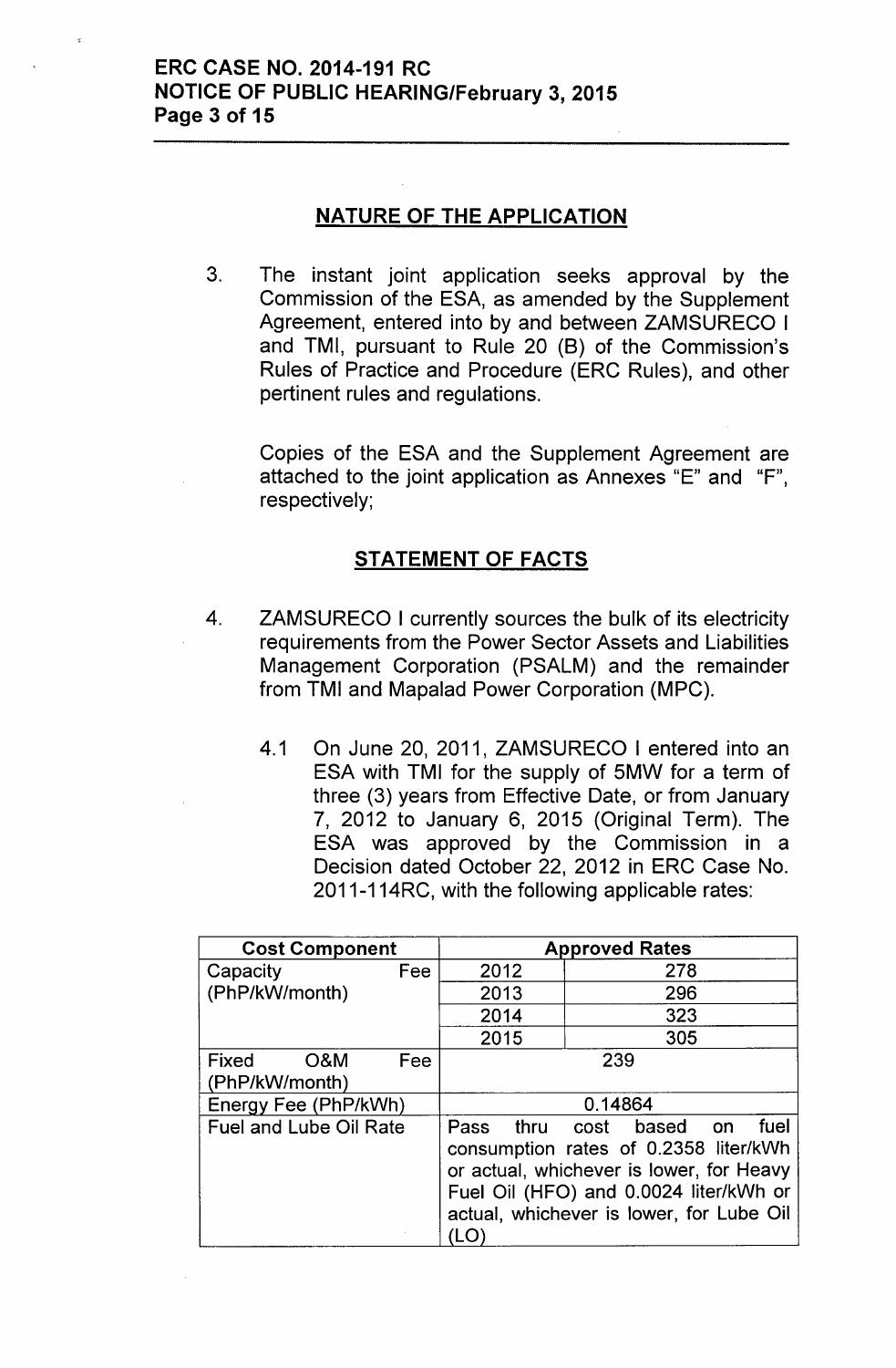## NATURE OF THE APPLICATION

3. The instant joint application seeks approval by the Commission of the ESA, as amended by the Supplement Agreement, entered into by and between ZAMSURECO I and TMI, pursuant to Rule 20 (B) of the Commission's Rules of Practice and Procedure (ERC Rules), and other pertinent rules and regulations.

   Copies of the ESA and the Supplement Agreement are attached to the joint application as Annexes "E" and "F", respectively;

## STATEMENT OF FACTS

4. ZAMSURECO I currently sources the bulk of its electricity requirements from the Power Sector Assets and Liabilities Management Corporation (PSALM) and the remainder from TMI and Mapalad Power Corporation (MPC).

   4.1 On June 20, 2011, ZAMSURECO I entered into an ESA with TMI for the supply of 5MW for a term of three (3) years from Effective Date, or from January 7, 2012 to January 6, 2015 (Original Term). The ESA was approved by the Commission in a Decision dated October 22, 2012 in ERC Case No. 2011-114RC, with the following applicable rates:

| Cost Component | Approved Rates | |
|---|---|---|
| Capacity Fee (PhP/kW/month) | 2012 | 278 |
| | 2013 | 296 |
| | 2014 | 323 |
| | 2015 | 305 |
| Fixed O&M Fee (PhP/kW/month) | 239 | |
| Energy Fee (PhP/kWh) | 0.14864 | |
| Fuel and Lube Oil Rate | Pass thru cost based on fuel consumption rates of 0.2358 liter/kWh or actual, whichever is lower, for Heavy Fuel Oil (HFO) and 0.0024 liter/kWh or actual, whichever is lower, for Lube Oil (LO) | |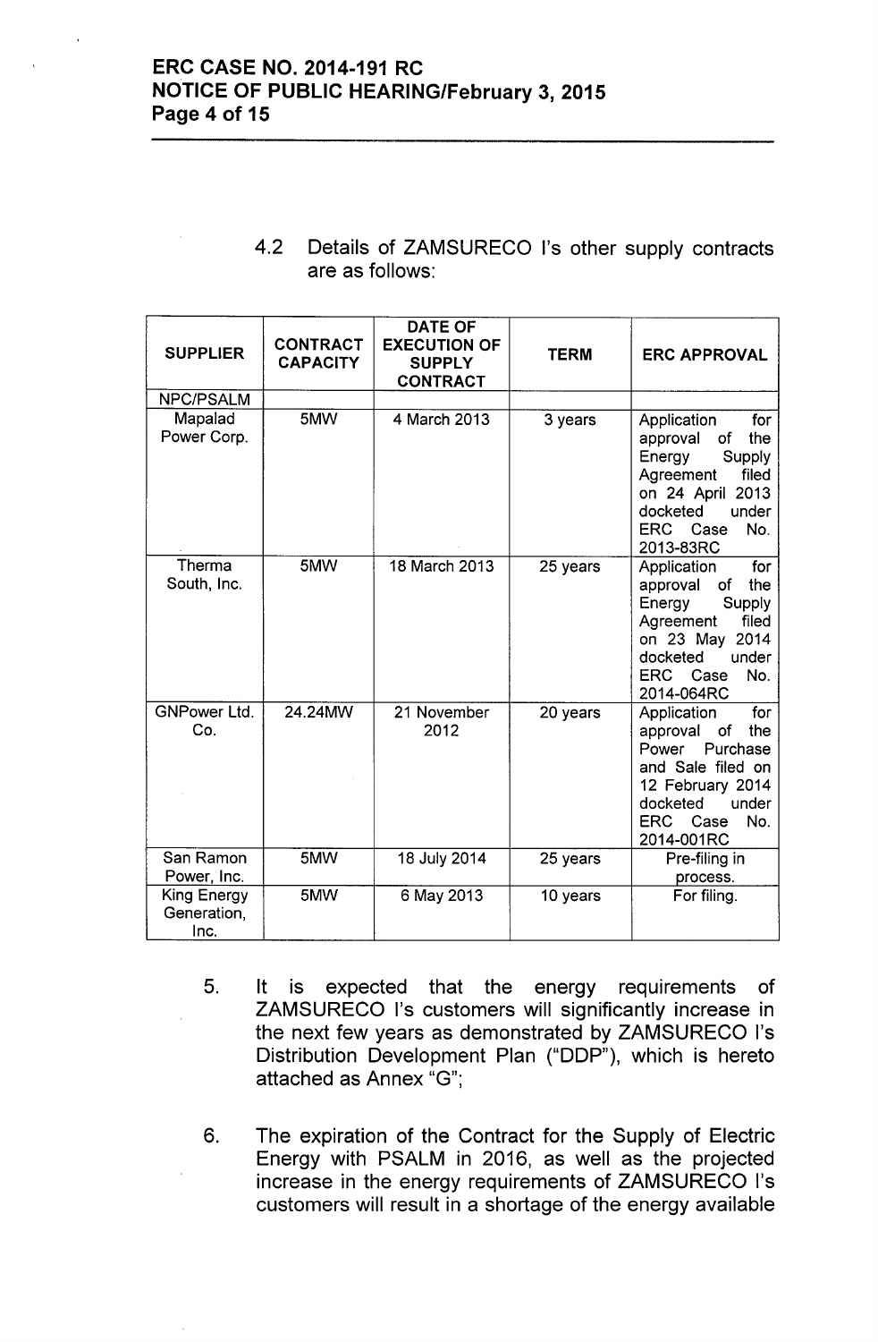4.2 Details of ZAMSURECO I's other supply contracts are as follows:

| SUPPLIER | CONTRACT CAPACITY | DATE OF EXECUTION OF SUPPLY CONTRACT | TERM | ERC APPROVAL |
|---|---|---|---|---|
| NPC/PSALM | | | | |
| Mapalad Power Corp. | 5MW | 4 March 2013 | 3 years | Application for approval of the Energy Supply Agreement filed on 24 April 2013 docketed under ERC Case No. 2013-83RC |
| Therma South, Inc. | 5MW | 18 March 2013 | 25 years | Application for approval of the Energy Supply Agreement filed on 23 May 2014 docketed under ERC Case No. 2014-064RC |
| GNPower Ltd. Co. | 24.24MW | 21 November 2012 | 20 years | Application for approval of the Power Purchase and Sale filed on 12 February 2014 docketed under ERC Case No. 2014-001RC |
| San Ramon Power, Inc. | 5MW | 18 July 2014 | 25 years | Pre-filing in process. |
| King Energy Generation, Inc. | 5MW | 6 May 2013 | 10 years | For filing. |

5. It is expected that the energy requirements of ZAMSURECO I's customers will significantly increase in the next few years as demonstrated by ZAMSURECO I's Distribution Development Plan ("DDP"), which is hereto attached as Annex "G";

6. The expiration of the Contract for the Supply of Electric Energy with PSALM in 2016, as well as the projected increase in the energy requirements of ZAMSURECO I's customers will result in a shortage of the energy available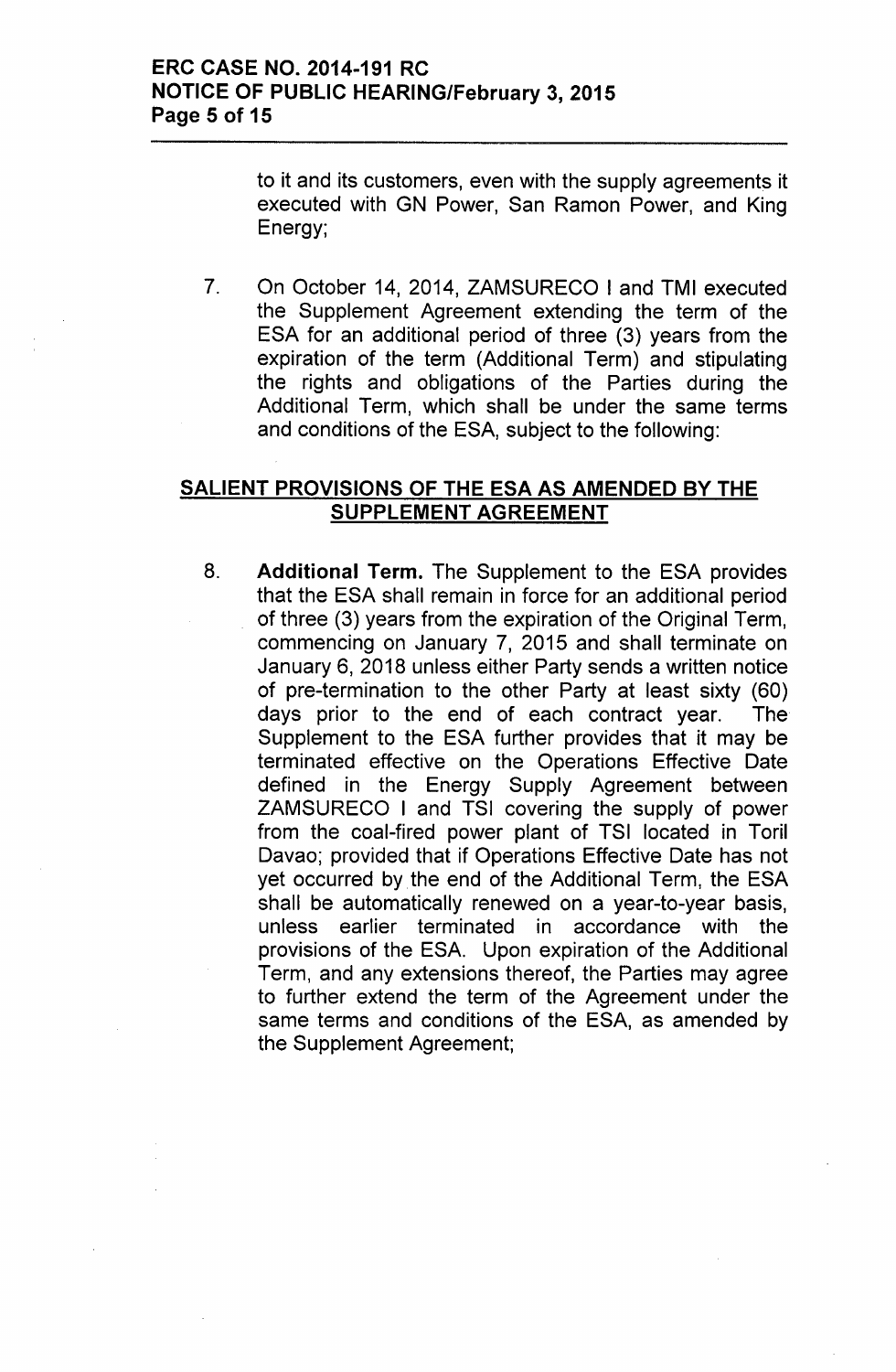to it and its customers, even with the supply agreements it executed with GN Power, San Ramon Power, and King Energy;

7. On October 14, 2014, ZAMSURECO I and TMI executed the Supplement Agreement extending the term of the ESA for an additional period of three (3) years from the expiration of the term (Additional Term) and stipulating the rights and obligations of the Parties during the Additional Term, which shall be under the same terms and conditions of the ESA, subject to the following:

## SALIENT PROVISIONS OF THE ESA AS AMENDED BY THE SUPPLEMENT AGREEMENT

8. **Additional Term.** The Supplement to the ESA provides that the ESA shall remain in force for an additional period of three (3) years from the expiration of the Original Term, commencing on January 7, 2015 and shall terminate on January 6, 2018 unless either Party sends a written notice of pre-termination to the other Party at least sixty (60) days prior to the end of each contract year. The Supplement to the ESA further provides that it may be terminated effective on the Operations Effective Date defined in the Energy Supply Agreement between ZAMSURECO I and TSI covering the supply of power from the coal-fired power plant of TSI located in Toril Davao; provided that if Operations Effective Date has not yet occurred by the end of the Additional Term, the ESA shall be automatically renewed on a year-to-year basis, unless earlier terminated in accordance with the provisions of the ESA. Upon expiration of the Additional Term, and any extensions thereof, the Parties may agree to further extend the term of the Agreement under the same terms and conditions of the ESA, as amended by the Supplement Agreement;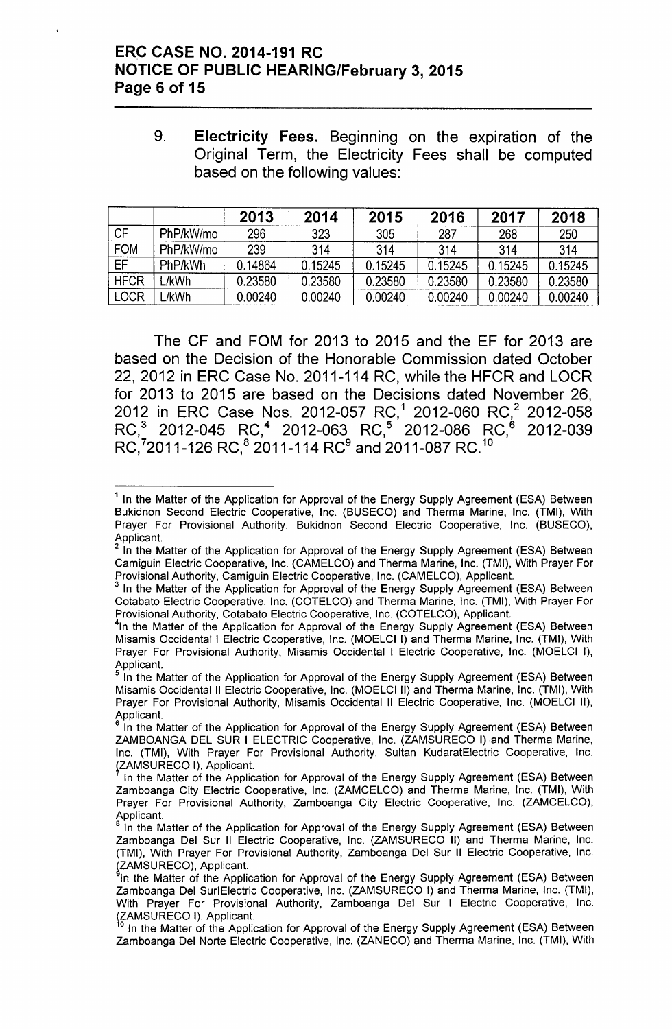9. **Electricity Fees.** Beginning on the expiration of the Original Term, the Electricity Fees shall be computed based on the following values:

| | | 2013 | 2014 | 2015 | 2016 | 2017 | 2018 |
|---|---|---|---|---|---|---|---|
| CF | PhP/kW/mo | 296 | 323 | 305 | 287 | 268 | 250 |
| FOM | PhP/kW/mo | 239 | 314 | 314 | 314 | 314 | 314 |
| EF | PhP/kWh | 0.14864 | 0.15245 | 0.15245 | 0.15245 | 0.15245 | 0.15245 |
| HFCR | L/kWh | 0.23580 | 0.23580 | 0.23580 | 0.23580 | 0.23580 | 0.23580 |
| LOCR | L/kWh | 0.00240 | 0.00240 | 0.00240 | 0.00240 | 0.00240 | 0.00240 |

The CF and FOM for 2013 to 2015 and the EF for 2013 are based on the Decision of the Honorable Commission dated October 22, 2012 in ERC Case No. 2011-114 RC, while the HFCR and LOCR for 2013 to 2015 are based on the Decisions dated November 26, 2012 in ERC Case Nos. 2012-057 RC,[1] 2012-060 RC,[2] 2012-058 RC,[3] 2012-045 RC,[4] 2012-063 RC,[5] 2012-086 RC,[6] 2012-039 RC,[7]2011-126 RC,[8] 2011-114 RC[9] and 2011-087 RC.[10]

---

[1] In the Matter of the Application for Approval of the Energy Supply Agreement (ESA) Between Bukidnon Second Electric Cooperative, Inc. (BUSECO) and Therma Marine, Inc. (TMI), With Prayer For Provisional Authority, Bukidnon Second Electric Cooperative, Inc. (BUSECO), Applicant.

[2] In the Matter of the Application for Approval of the Energy Supply Agreement (ESA) Between Camiguin Electric Cooperative, Inc. (CAMELCO) and Therma Marine, Inc. (TMI), With Prayer For Provisional Authority, Camiguin Electric Cooperative, Inc. (CAMELCO), Applicant.

[3] In the Matter of the Application for Approval of the Energy Supply Agreement (ESA) Between Cotabato Electric Cooperative, Inc. (COTELCO) and Therma Marine, Inc. (TMI), With Prayer For Provisional Authority, Cotabato Electric Cooperative, Inc. (COTELCO), Applicant.

[4] In the Matter of the Application for Approval of the Energy Supply Agreement (ESA) Between Misamis Occidental I Electric Cooperative, Inc. (MOELCI I) and Therma Marine, Inc. (TMI), With Prayer For Provisional Authority, Misamis Occidental I Electric Cooperative, Inc. (MOELCI I), Applicant.

[5] In the Matter of the Application for Approval of the Energy Supply Agreement (ESA) Between Misamis Occidental II Electric Cooperative, Inc. (MOELCI II) and Therma Marine, Inc. (TMI), With Prayer For Provisional Authority, Misamis Occidental II Electric Cooperative, Inc. (MOELCI II), Applicant.

[6] In the Matter of the Application for Approval of the Energy Supply Agreement (ESA) Between ZAMBOANGA DEL SUR I ELECTRIC Cooperative, Inc. (ZAMSURECO I) and Therma Marine, Inc. (TMI), With Prayer For Provisional Authority, Sultan KudaratElectric Cooperative, Inc. (ZAMSURECO I), Applicant.

[7] In the Matter of the Application for Approval of the Energy Supply Agreement (ESA) Between Zamboanga City Electric Cooperative, Inc. (ZAMCELCO) and Therma Marine, Inc. (TMI), With Prayer For Provisional Authority, Zamboanga City Electric Cooperative, Inc. (ZAMCELCO), Applicant.

[8] In the Matter of the Application for Approval of the Energy Supply Agreement (ESA) Between Zamboanga Del Sur II Electric Cooperative, Inc. (ZAMSURECO II) and Therma Marine, Inc. (TMI), With Prayer For Provisional Authority, Zamboanga Del Sur II Electric Cooperative, Inc. (ZAMSURECO), Applicant.

[9] In the Matter of the Application for Approval of the Energy Supply Agreement (ESA) Between Zamboanga Del SurIElectric Cooperative, Inc. (ZAMSURECO I) and Therma Marine, Inc. (TMI), With Prayer For Provisional Authority, Zamboanga Del Sur I Electric Cooperative, Inc. (ZAMSURECO I), Applicant.

[10] In the Matter of the Application for Approval of the Energy Supply Agreement (ESA) Between Zamboanga Del Norte Electric Cooperative, Inc. (ZANECO) and Therma Marine, Inc. (TMI), With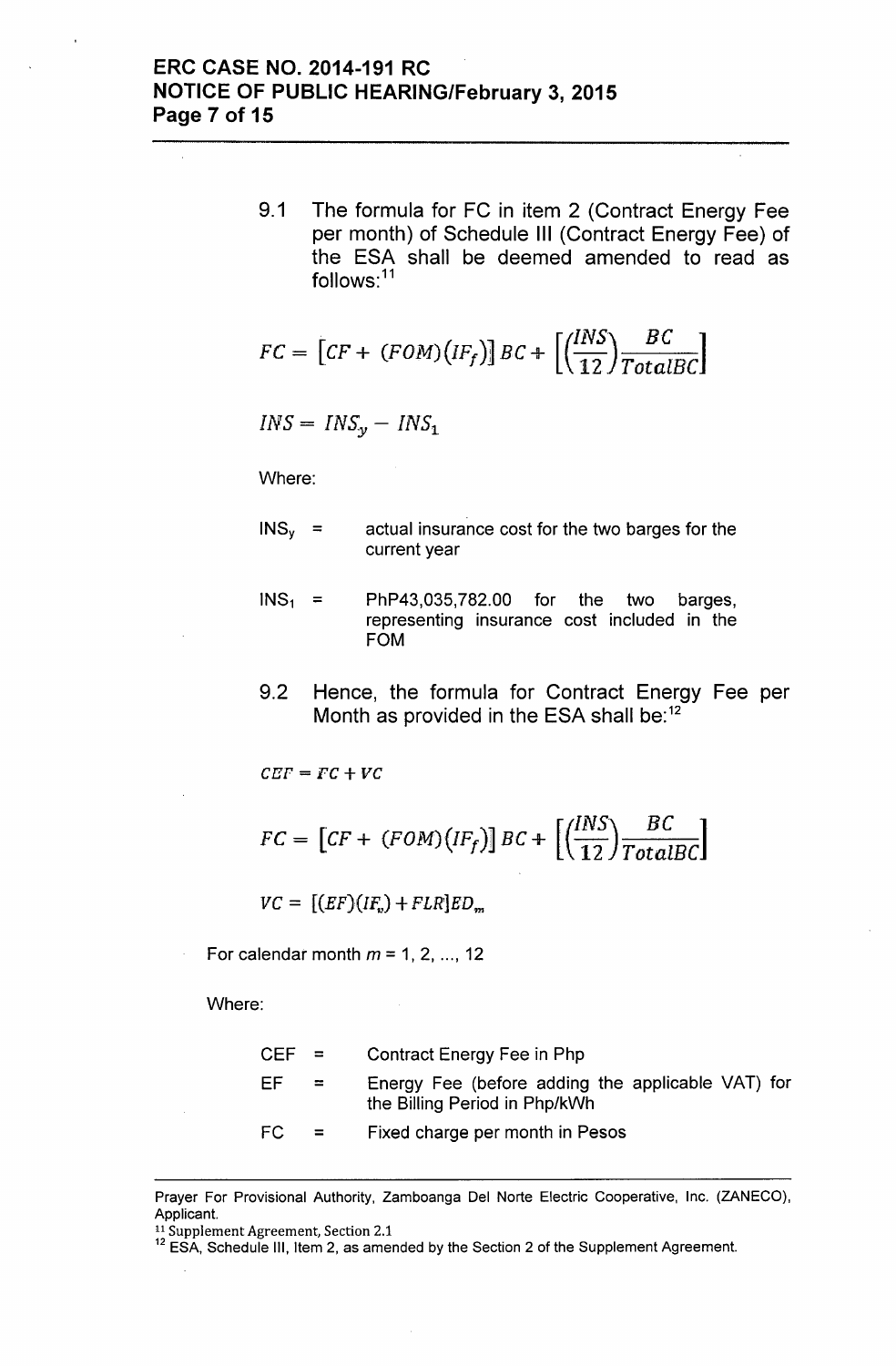9.1 The formula for FC in item 2 (Contract Energy Fee per month) of Schedule III (Contract Energy Fee) of the ESA shall be deemed amended to read as follows:[11]

$$FC = \left[CF + (FOM)(IF_f)\right] BC + \left[\left(\frac{INS}{12}\right)\frac{BC}{TotalBC}\right]$$

$$INS = INS_y - INS_1$$

Where:

| | | |
|---|---|---|
| $INS_y$ | = | actual insurance cost for the two barges for the current year |
| $INS_1$ | = | PhP43,035,782.00 for the two barges, representing insurance cost included in the FOM |

9.2 Hence, the formula for Contract Energy Fee per Month as provided in the ESA shall be:[12]

$$CEF = FC + VC$$

$$FC = \left[CF + (FOM)(IF_f)\right] BC + \left[\left(\frac{INS}{12}\right)\frac{BC}{TotalBC}\right]$$

$$VC = \left[(EF)(IF_v) + FLR\right] ED_m$$

For calendar month $m = 1, 2, ..., 12$

Where:

| | | |
|---|---|---|
| CEF | = | Contract Energy Fee in Php |
| EF | = | Energy Fee (before adding the applicable VAT) for the Billing Period in Php/kWh |
| FC | = | Fixed charge per month in Pesos |

---

Prayer For Provisional Authority, Zamboanga Del Norte Electric Cooperative, Inc. (ZANECO), Applicant.

[11] Supplement Agreement, Section 2.1

[12] ESA, Schedule III, Item 2, as amended by the Section 2 of the Supplement Agreement.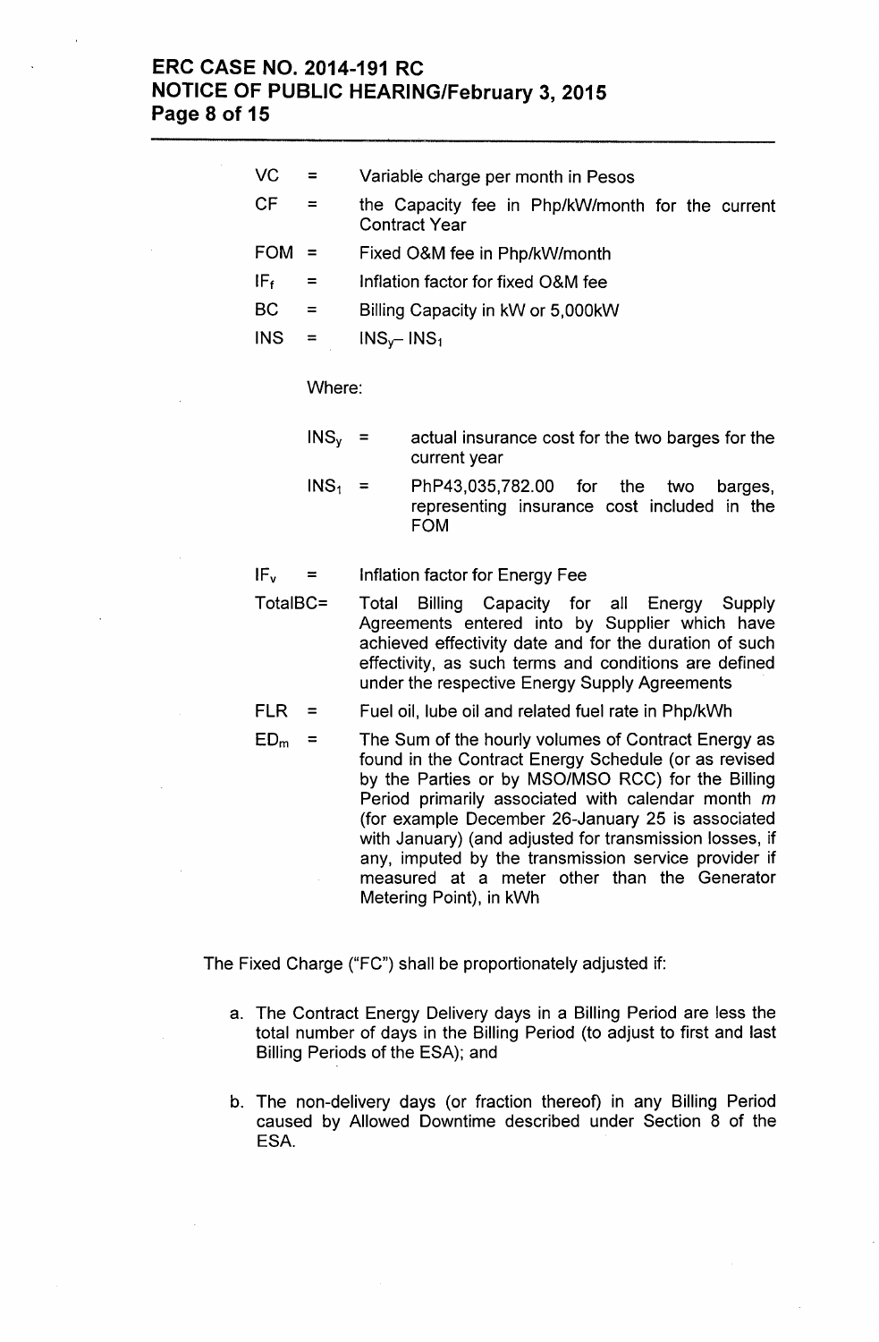$VC$ = Variable charge per month in Pesos

$CF$ = the Capacity fee in Php/kW/month for the current Contract Year

$FOM$ = Fixed O&M fee in Php/kW/month

$IF_f$ = Inflation factor for fixed O&M fee

$BC$ = Billing Capacity in kW or 5,000kW

$INS$ = $INS_y - INS_1$

Where:

$INS_y$ = actual insurance cost for the two barges for the current year

$INS_1$ = PhP43,035,782.00 for the two barges, representing insurance cost included in the FOM

$IF_v$ = Inflation factor for Energy Fee

$TotalBC$= Total Billing Capacity for all Energy Supply Agreements entered into by Supplier which have achieved effectivity date and for the duration of such effectivity, as such terms and conditions are defined under the respective Energy Supply Agreements

$FLR$ = Fuel oil, lube oil and related fuel rate in Php/kWh

$ED_m$ = The Sum of the hourly volumes of Contract Energy as found in the Contract Energy Schedule (or as revised by the Parties or by MSO/MSO RCC) for the Billing Period primarily associated with calendar month *m* (for example December 26-January 25 is associated with January) (and adjusted for transmission losses, if any, imputed by the transmission service provider if measured at a meter other than the Generator Metering Point), in kWh

The Fixed Charge ("FC") shall be proportionately adjusted if:

a. The Contract Energy Delivery days in a Billing Period are less the total number of days in the Billing Period (to adjust to first and last Billing Periods of the ESA); and

b. The non-delivery days (or fraction thereof) in any Billing Period caused by Allowed Downtime described under Section 8 of the ESA.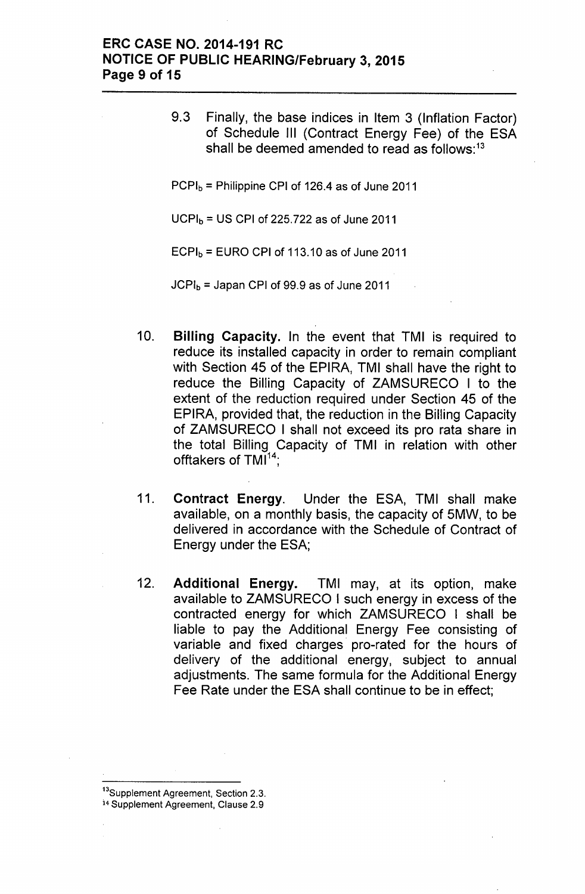9.3 Finally, the base indices in Item 3 (Inflation Factor) of Schedule III (Contract Energy Fee) of the ESA shall be deemed amended to read as follows:[13]

$PCPI_b$ = Philippine CPI of 126.4 as of June 2011

$UCPI_b$ = US CPI of 225.722 as of June 2011

$ECPI_b$ = EURO CPI of 113.10 as of June 2011

$JCPI_b$ = Japan CPI of 99.9 as of June 2011

10. **Billing Capacity.** In the event that TMI is required to reduce its installed capacity in order to remain compliant with Section 45 of the EPIRA, TMI shall have the right to reduce the Billing Capacity of ZAMSURECO I to the extent of the reduction required under Section 45 of the EPIRA, provided that, the reduction in the Billing Capacity of ZAMSURECO I shall not exceed its pro rata share in the total Billing Capacity of TMI in relation with other offtakers of TMI[14];

11. **Contract Energy**. Under the ESA, TMI shall make available, on a monthly basis, the capacity of 5MW, to be delivered in accordance with the Schedule of Contract of Energy under the ESA;

12. **Additional Energy.** TMI may, at its option, make available to ZAMSURECO I such energy in excess of the contracted energy for which ZAMSURECO I shall be liable to pay the Additional Energy Fee consisting of variable and fixed charges pro-rated for the hours of delivery of the additional energy, subject to annual adjustments. The same formula for the Additional Energy Fee Rate under the ESA shall continue to be in effect;

---

[13] Supplement Agreement, Section 2.3.

[14] Supplement Agreement, Clause 2.9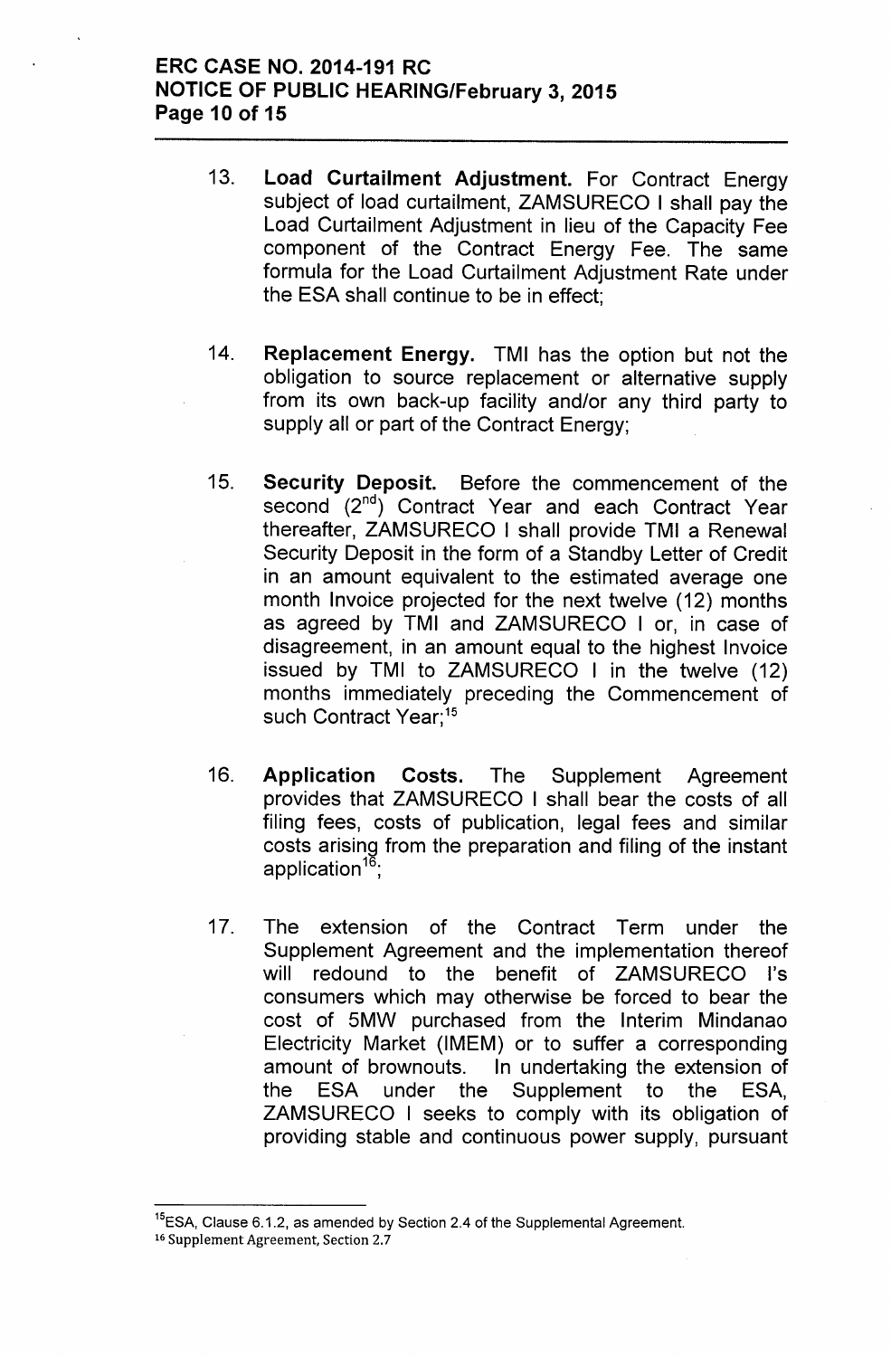13. **Load Curtailment Adjustment.** For Contract Energy subject of load curtailment, ZAMSURECO I shall pay the Load Curtailment Adjustment in lieu of the Capacity Fee component of the Contract Energy Fee. The same formula for the Load Curtailment Adjustment Rate under the ESA shall continue to be in effect;

14. **Replacement Energy.** TMI has the option but not the obligation to source replacement or alternative supply from its own back-up facility and/or any third party to supply all or part of the Contract Energy;

15. **Security Deposit.** Before the commencement of the second (2nd) Contract Year and each Contract Year thereafter, ZAMSURECO I shall provide TMI a Renewal Security Deposit in the form of a Standby Letter of Credit in an amount equivalent to the estimated average one month Invoice projected for the next twelve (12) months as agreed by TMI and ZAMSURECO I or, in case of disagreement, in an amount equal to the highest Invoice issued by TMI to ZAMSURECO I in the twelve (12) months immediately preceding the Commencement of such Contract Year;[15]

16. **Application Costs.** The Supplement Agreement provides that ZAMSURECO I shall bear the costs of all filing fees, costs of publication, legal fees and similar costs arising from the preparation and filing of the instant application[16];

17. The extension of the Contract Term under the Supplement Agreement and the implementation thereof will redound to the benefit of ZAMSURECO I's consumers which may otherwise be forced to bear the cost of 5MW purchased from the Interim Mindanao Electricity Market (IMEM) or to suffer a corresponding amount of brownouts. In undertaking the extension of the ESA under the Supplement to the ESA, ZAMSURECO I seeks to comply with its obligation of providing stable and continuous power supply, pursuant

---

[15] ESA, Clause 6.1.2, as amended by Section 2.4 of the Supplemental Agreement.

[16] Supplement Agreement, Section 2.7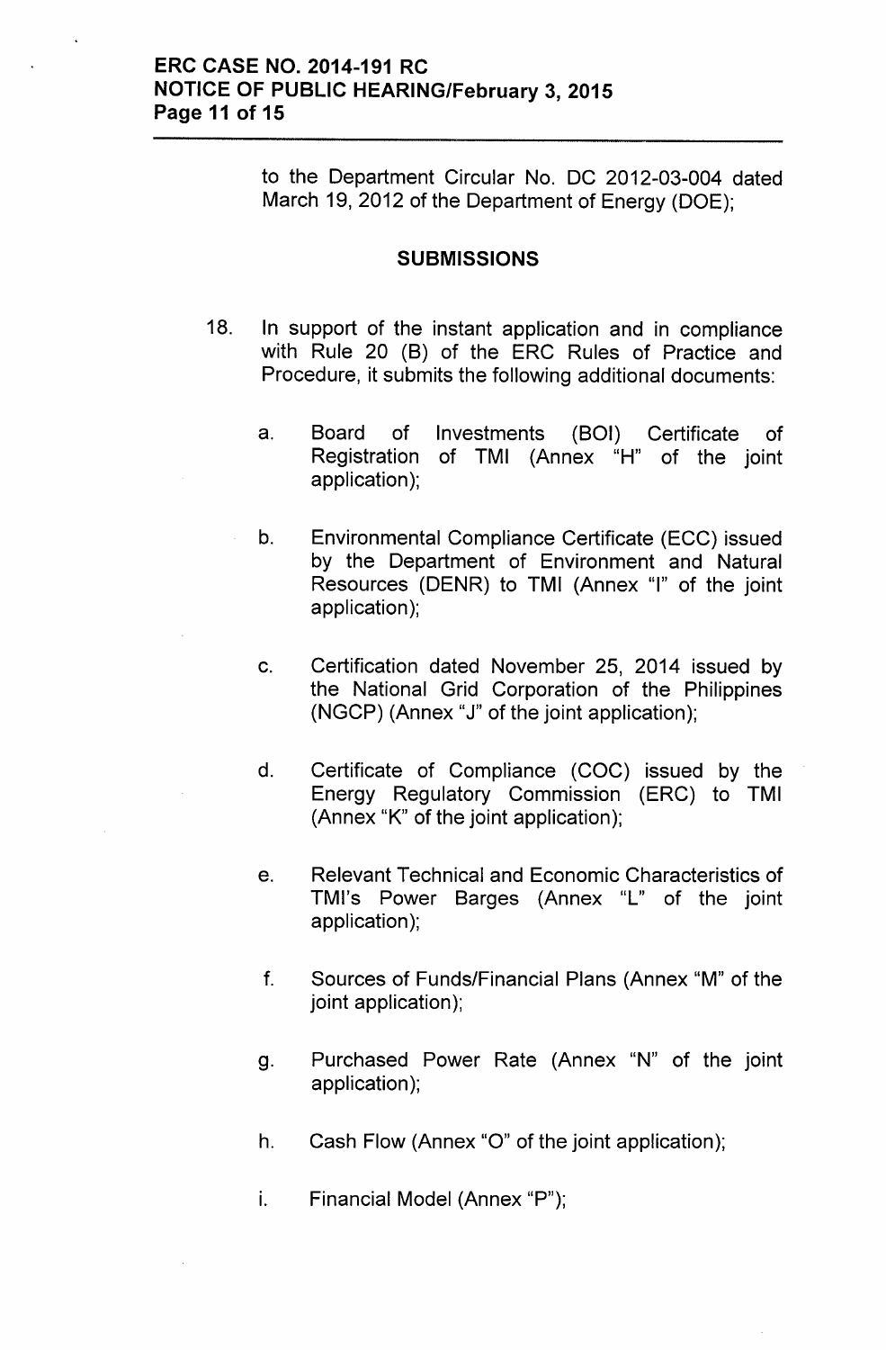to the Department Circular No. DC 2012-03-004 dated March 19, 2012 of the Department of Energy (DOE);

## SUBMISSIONS

18. In support of the instant application and in compliance with Rule 20 (B) of the ERC Rules of Practice and Procedure, it submits the following additional documents:

    a. Board of Investments (BOI) Certificate of Registration of TMI (Annex "H" of the joint application);

    b. Environmental Compliance Certificate (ECC) issued by the Department of Environment and Natural Resources (DENR) to TMI (Annex "I" of the joint application);

    c. Certification dated November 25, 2014 issued by the National Grid Corporation of the Philippines (NGCP) (Annex "J" of the joint application);

    d. Certificate of Compliance (COC) issued by the Energy Regulatory Commission (ERC) to TMI (Annex "K" of the joint application);

    e. Relevant Technical and Economic Characteristics of TMI's Power Barges (Annex "L" of the joint application);

    f. Sources of Funds/Financial Plans (Annex "M" of the joint application);

    g. Purchased Power Rate (Annex "N" of the joint application);

    h. Cash Flow (Annex "O" of the joint application);

    i. Financial Model (Annex "P");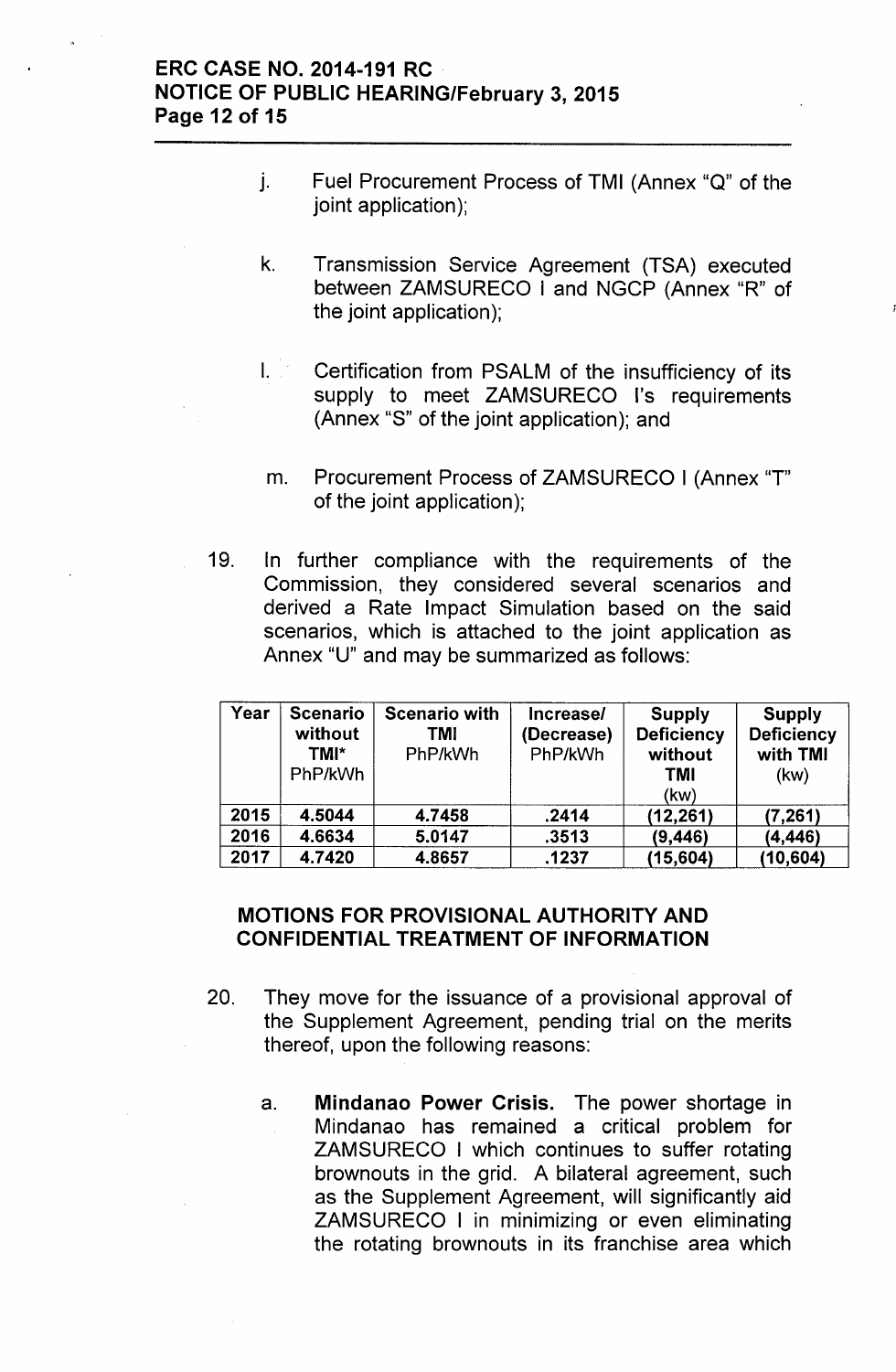j. Fuel Procurement Process of TMI (Annex "Q" of the joint application);

k. Transmission Service Agreement (TSA) executed between ZAMSURECO I and NGCP (Annex "R" of the joint application);

l. Certification from PSALM of the insufficiency of its supply to meet ZAMSURECO I's requirements (Annex "S" of the joint application); and

m. Procurement Process of ZAMSURECO I (Annex "T" of the joint application);

19. In further compliance with the requirements of the Commission, they considered several scenarios and derived a Rate Impact Simulation based on the said scenarios, which is attached to the joint application as Annex "U" and may be summarized as follows:

| Year | Scenario without TMI* PhP/kWh | Scenario with TMI PhP/kWh | Increase/ (Decrease) PhP/kWh | Supply Deficiency without TMI (kw) | Supply Deficiency with TMI (kw) |
|---|---|---|---|---|---|
| 2015 | 4.5044 | 4.7458 | .2414 | (12,261) | (7,261) |
| 2016 | 4.6634 | 5.0147 | .3513 | (9,446) | (4,446) |
| 2017 | 4.7420 | 4.8657 | .1237 | (15,604) | (10,604) |

## MOTIONS FOR PROVISIONAL AUTHORITY AND CONFIDENTIAL TREATMENT OF INFORMATION

20. They move for the issuance of a provisional approval of the Supplement Agreement, pending trial on the merits thereof, upon the following reasons:

    a. **Mindanao Power Crisis.** The power shortage in Mindanao has remained a critical problem for ZAMSURECO I which continues to suffer rotating brownouts in the grid. A bilateral agreement, such as the Supplement Agreement, will significantly aid ZAMSURECO I in minimizing or even eliminating the rotating brownouts in its franchise area which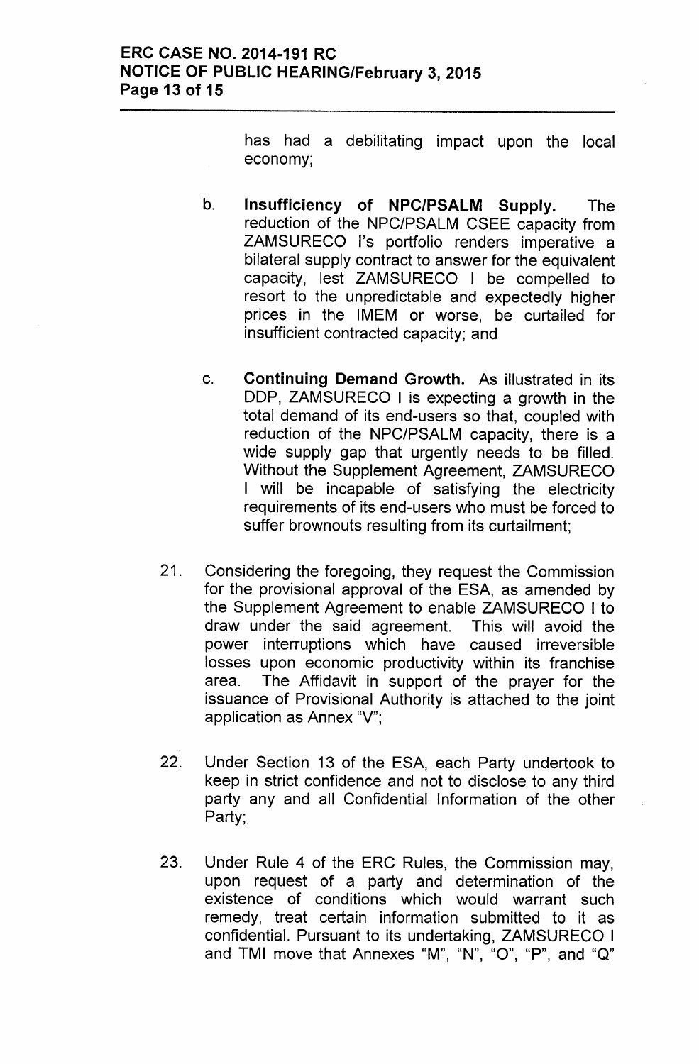has had a debilitating impact upon the local economy;

b. **Insufficiency of NPC/PSALM Supply.** The reduction of the NPC/PSALM CSEE capacity from ZAMSURECO I's portfolio renders imperative a bilateral supply contract to answer for the equivalent capacity, lest ZAMSURECO I be compelled to resort to the unpredictable and expectedly higher prices in the IMEM or worse, be curtailed for insufficient contracted capacity; and

c. **Continuing Demand Growth.** As illustrated in its DDP, ZAMSURECO I is expecting a growth in the total demand of its end-users so that, coupled with reduction of the NPC/PSALM capacity, there is a wide supply gap that urgently needs to be filled. Without the Supplement Agreement, ZAMSURECO I will be incapable of satisfying the electricity requirements of its end-users who must be forced to suffer brownouts resulting from its curtailment;

21. Considering the foregoing, they request the Commission for the provisional approval of the ESA, as amended by the Supplement Agreement to enable ZAMSURECO I to draw under the said agreement. This will avoid the power interruptions which have caused irreversible losses upon economic productivity within its franchise area. The Affidavit in support of the prayer for the issuance of Provisional Authority is attached to the joint application as Annex "V";

22. Under Section 13 of the ESA, each Party undertook to keep in strict confidence and not to disclose to any third party any and all Confidential Information of the other Party;

23. Under Rule 4 of the ERC Rules, the Commission may, upon request of a party and determination of the existence of conditions which would warrant such remedy, treat certain information submitted to it as confidential. Pursuant to its undertaking, ZAMSURECO I and TMI move that Annexes "M", "N", "O", "P", and "Q"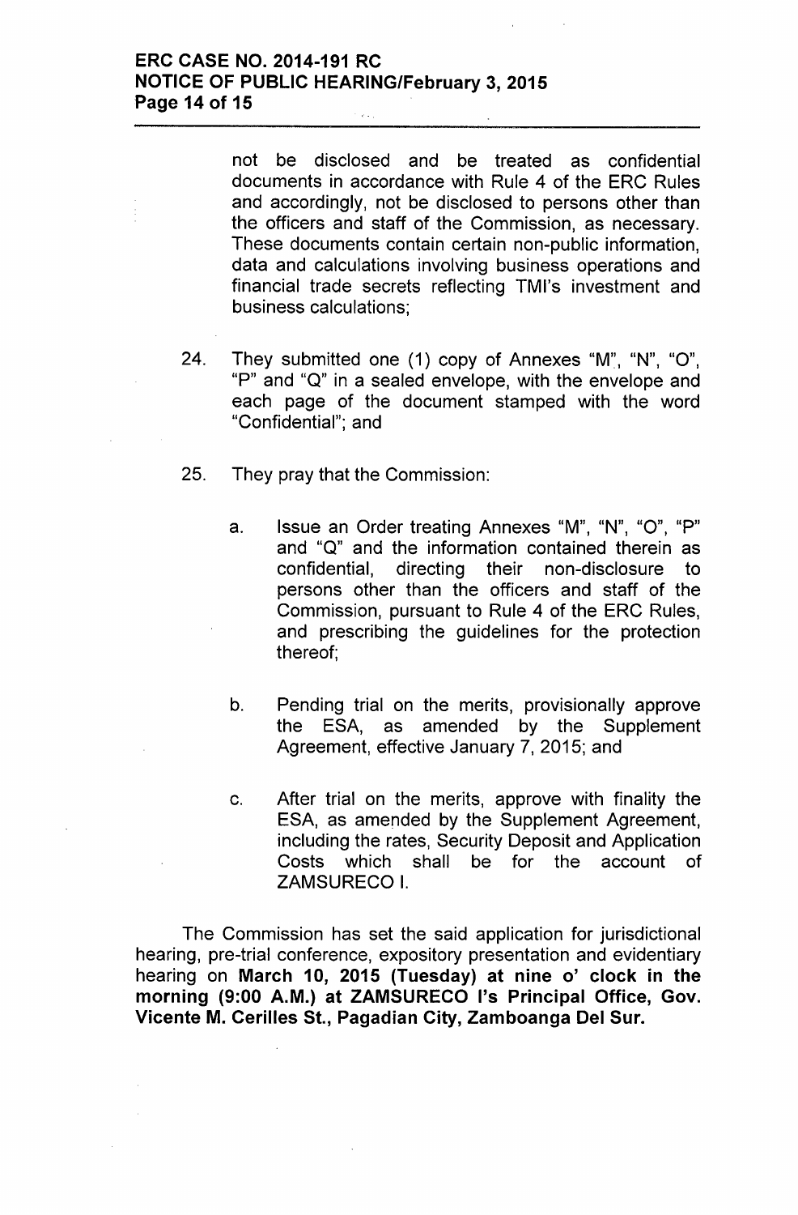not be disclosed and be treated as confidential documents in accordance with Rule 4 of the ERC Rules and accordingly, not be disclosed to persons other than the officers and staff of the Commission, as necessary. These documents contain certain non-public information, data and calculations involving business operations and financial trade secrets reflecting TMI's investment and business calculations;

24. They submitted one (1) copy of Annexes "M", "N", "O", "P" and "Q" in a sealed envelope, with the envelope and each page of the document stamped with the word "Confidential"; and

25. They pray that the Commission:

    a. Issue an Order treating Annexes "M", "N", "O", "P" and "Q" and the information contained therein as confidential, directing their non-disclosure to persons other than the officers and staff of the Commission, pursuant to Rule 4 of the ERC Rules, and prescribing the guidelines for the protection thereof;

    b. Pending trial on the merits, provisionally approve the ESA, as amended by the Supplement Agreement, effective January 7, 2015; and

    c. After trial on the merits, approve with finality the ESA, as amended by the Supplement Agreement, including the rates, Security Deposit and Application Costs which shall be for the account of ZAMSURECO I.

The Commission has set the said application for jurisdictional hearing, pre-trial conference, expository presentation and evidentiary hearing on **March 10, 2015 (Tuesday) at nine o' clock in the morning (9:00 A.M.) at ZAMSURECO I's Principal Office, Gov. Vicente M. Cerilles St., Pagadian City, Zamboanga Del Sur.**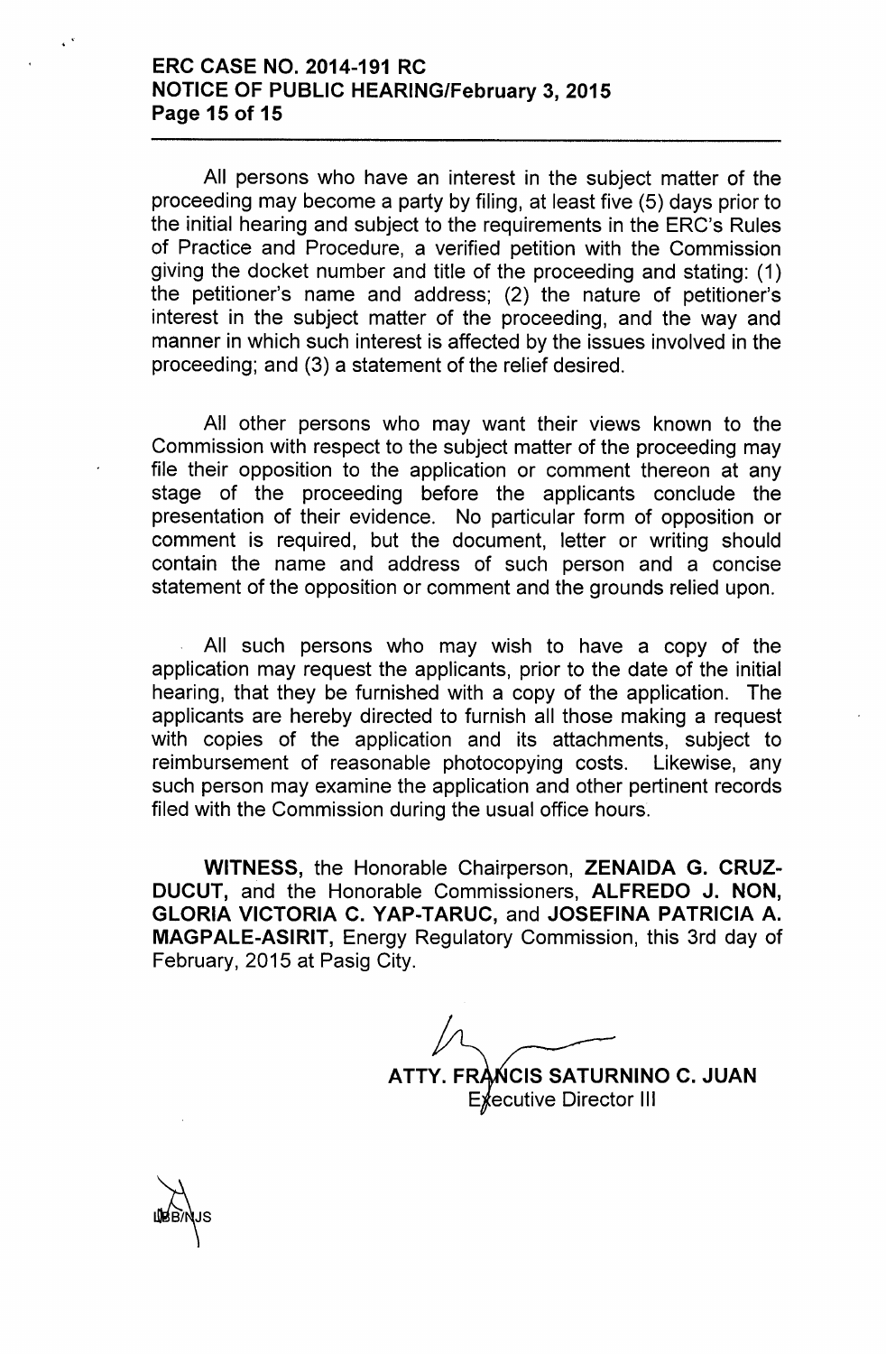All persons who have an interest in the subject matter of the proceeding may become a party by filing, at least five (5) days prior to the initial hearing and subject to the requirements in the ERC's Rules of Practice and Procedure, a verified petition with the Commission giving the docket number and title of the proceeding and stating: (1) the petitioner's name and address; (2) the nature of petitioner's interest in the subject matter of the proceeding, and the way and manner in which such interest is affected by the issues involved in the proceeding; and (3) a statement of the relief desired.

All other persons who may want their views known to the Commission with respect to the subject matter of the proceeding may file their opposition to the application or comment thereon at any stage of the proceeding before the applicants conclude the presentation of their evidence. No particular form of opposition or comment is required, but the document, letter or writing should contain the name and address of such person and a concise statement of the opposition or comment and the grounds relied upon.

All such persons who may wish to have a copy of the application may request the applicants, prior to the date of the initial hearing, that they be furnished with a copy of the application. The applicants are hereby directed to furnish all those making a request with copies of the application and its attachments, subject to reimbursement of reasonable photocopying costs. Likewise, any such person may examine the application and other pertinent records filed with the Commission during the usual office hours.

**WITNESS,** the Honorable Chairperson, **ZENAIDA G. CRUZ-DUCUT,** and the Honorable Commissioners, **ALFREDO J. NON, GLORIA VICTORIA C. YAP-TARUC,** and **JOSEFINA PATRICIA A. MAGPALE-ASIRIT,** Energy Regulatory Commission, this 3rd day of February, 2015 at Pasig City.

**ATTY. FRANCIS SATURNINO C. JUAN**
Executive Director III

LBB/NJS